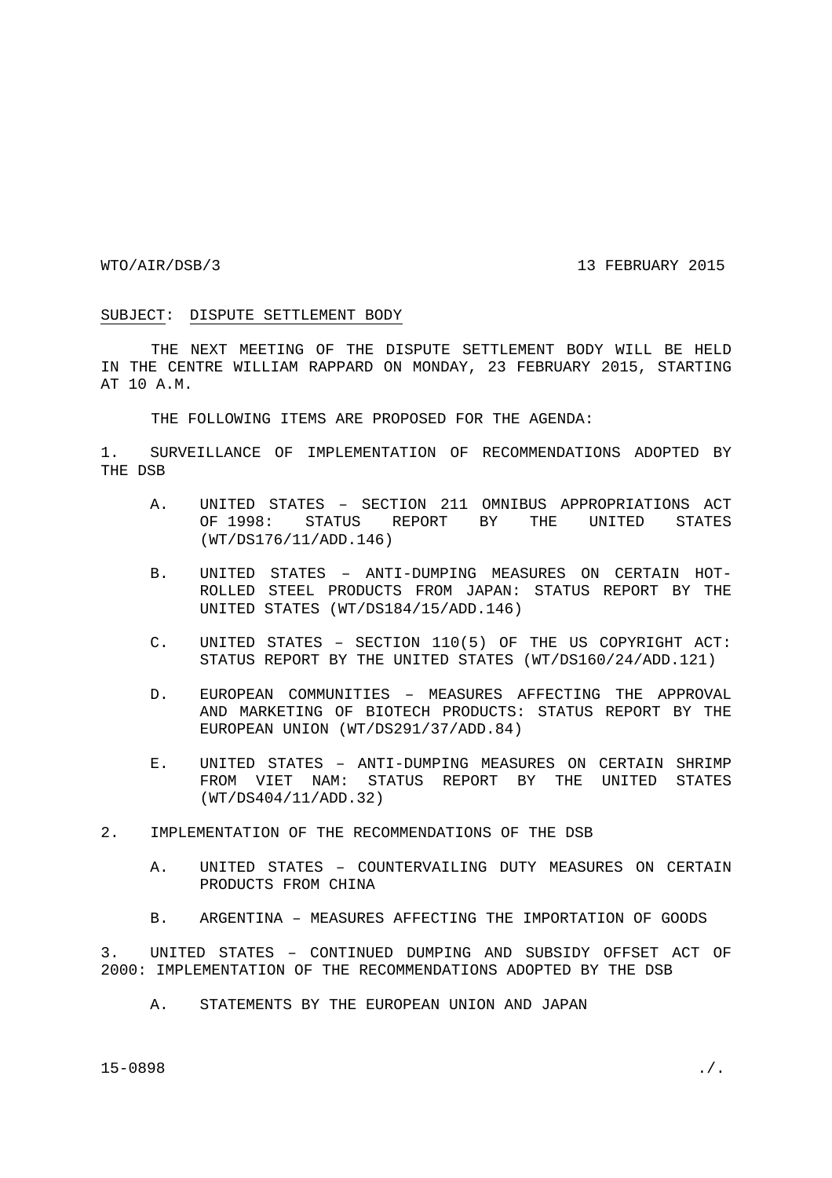WTO/AIR/DSB/3 13 FEBRUARY 2015

SUBJECT: DISPUTE SETTLEMENT BODY

THE NEXT MEETING OF THE DISPUTE SETTLEMENT BODY WILL BE HELD IN THE CENTRE WILLIAM RAPPARD ON MONDAY, 23 FEBRUARY 2015, STARTING AT 10 A.M.

THE FOLLOWING ITEMS ARE PROPOSED FOR THE AGENDA:

1. SURVEILLANCE OF IMPLEMENTATION OF RECOMMENDATIONS ADOPTED BY THE DSB

   A. UNITED STATES – SECTION 211 OMNIBUS APPROPRIATIONS ACT OF 1998: STATUS REPORT BY THE UNITED STATES (WT/DS176/11/ADD.146)

   B. UNITED STATES – ANTI-DUMPING MEASURES ON CERTAIN HOT-ROLLED STEEL PRODUCTS FROM JAPAN: STATUS REPORT BY THE UNITED STATES (WT/DS184/15/ADD.146)

   C. UNITED STATES – SECTION 110(5) OF THE US COPYRIGHT ACT: STATUS REPORT BY THE UNITED STATES (WT/DS160/24/ADD.121)

   D. EUROPEAN COMMUNITIES – MEASURES AFFECTING THE APPROVAL AND MARKETING OF BIOTECH PRODUCTS: STATUS REPORT BY THE EUROPEAN UNION (WT/DS291/37/ADD.84)

   E. UNITED STATES – ANTI-DUMPING MEASURES ON CERTAIN SHRIMP FROM VIET NAM: STATUS REPORT BY THE UNITED STATES (WT/DS404/11/ADD.32)

2. IMPLEMENTATION OF THE RECOMMENDATIONS OF THE DSB

   A. UNITED STATES – COUNTERVAILING DUTY MEASURES ON CERTAIN PRODUCTS FROM CHINA

   B. ARGENTINA – MEASURES AFFECTING THE IMPORTATION OF GOODS

3. UNITED STATES – CONTINUED DUMPING AND SUBSIDY OFFSET ACT OF 2000: IMPLEMENTATION OF THE RECOMMENDATIONS ADOPTED BY THE DSB

   A. STATEMENTS BY THE EUROPEAN UNION AND JAPAN

15-0898 ./.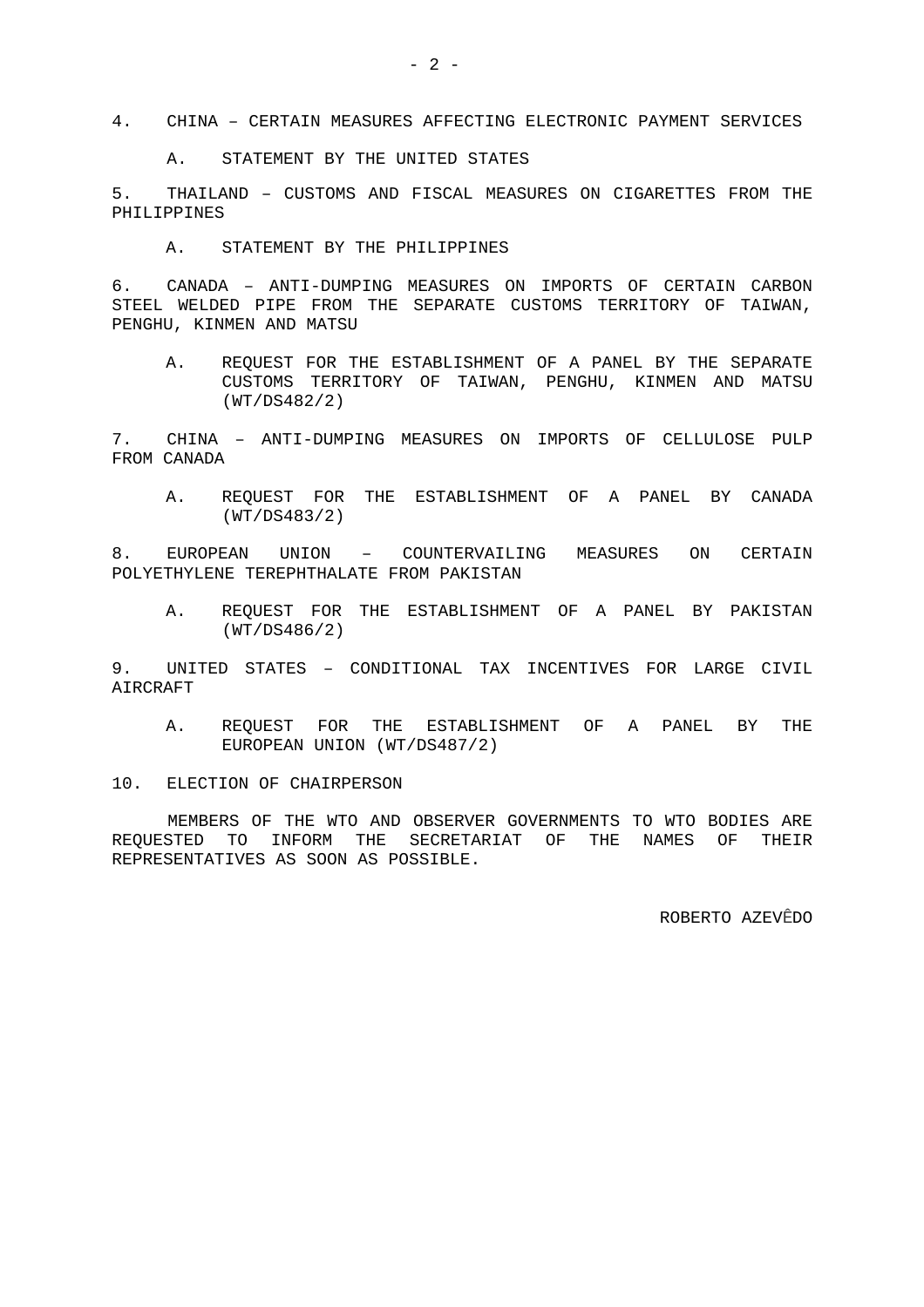4. CHINA – CERTAIN MEASURES AFFECTING ELECTRONIC PAYMENT SERVICES

A. STATEMENT BY THE UNITED STATES

5. THAILAND – CUSTOMS AND FISCAL MEASURES ON CIGARETTES FROM THE PHILIPPINES

A. STATEMENT BY THE PHILIPPINES

6. CANADA – ANTI-DUMPING MEASURES ON IMPORTS OF CERTAIN CARBON STEEL WELDED PIPE FROM THE SEPARATE CUSTOMS TERRITORY OF TAIWAN, PENGHU, KINMEN AND MATSU

A. REQUEST FOR THE ESTABLISHMENT OF A PANEL BY THE SEPARATE CUSTOMS TERRITORY OF TAIWAN, PENGHU, KINMEN AND MATSU (WT/DS482/2)

7. CHINA – ANTI-DUMPING MEASURES ON IMPORTS OF CELLULOSE PULP FROM CANADA

A. REQUEST FOR THE ESTABLISHMENT OF A PANEL BY CANADA (WT/DS483/2)

8. EUROPEAN UNION – COUNTERVAILING MEASURES ON CERTAIN POLYETHYLENE TEREPHTHALATE FROM PAKISTAN

A. REQUEST FOR THE ESTABLISHMENT OF A PANEL BY PAKISTAN (WT/DS486/2)

9. UNITED STATES – CONDITIONAL TAX INCENTIVES FOR LARGE CIVIL AIRCRAFT

A. REQUEST FOR THE ESTABLISHMENT OF A PANEL BY THE EUROPEAN UNION (WT/DS487/2)

10. ELECTION OF CHAIRPERSON

MEMBERS OF THE WTO AND OBSERVER GOVERNMENTS TO WTO BODIES ARE REQUESTED TO INFORM THE SECRETARIAT OF THE NAMES OF THEIR REPRESENTATIVES AS SOON AS POSSIBLE.

ROBERTO AZEVÊDO